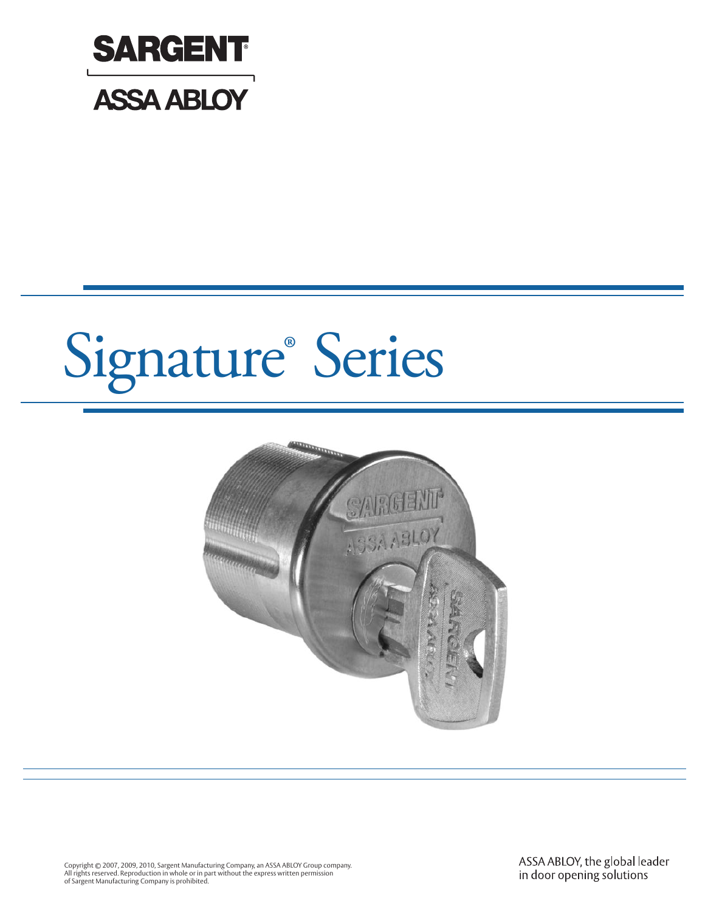SARGENT®

ASSA ABLOY

# Signature® Series

Copyright © 2007, 2009, 2010, Sargent Manufacturing Company, an ASSA ABLOY Group company.
All rights reserved. Reproduction in whole or in part without the express written permission
of Sargent Manufacturing Company is prohibited.

ASSA ABLOY, the global leader
in door opening solutions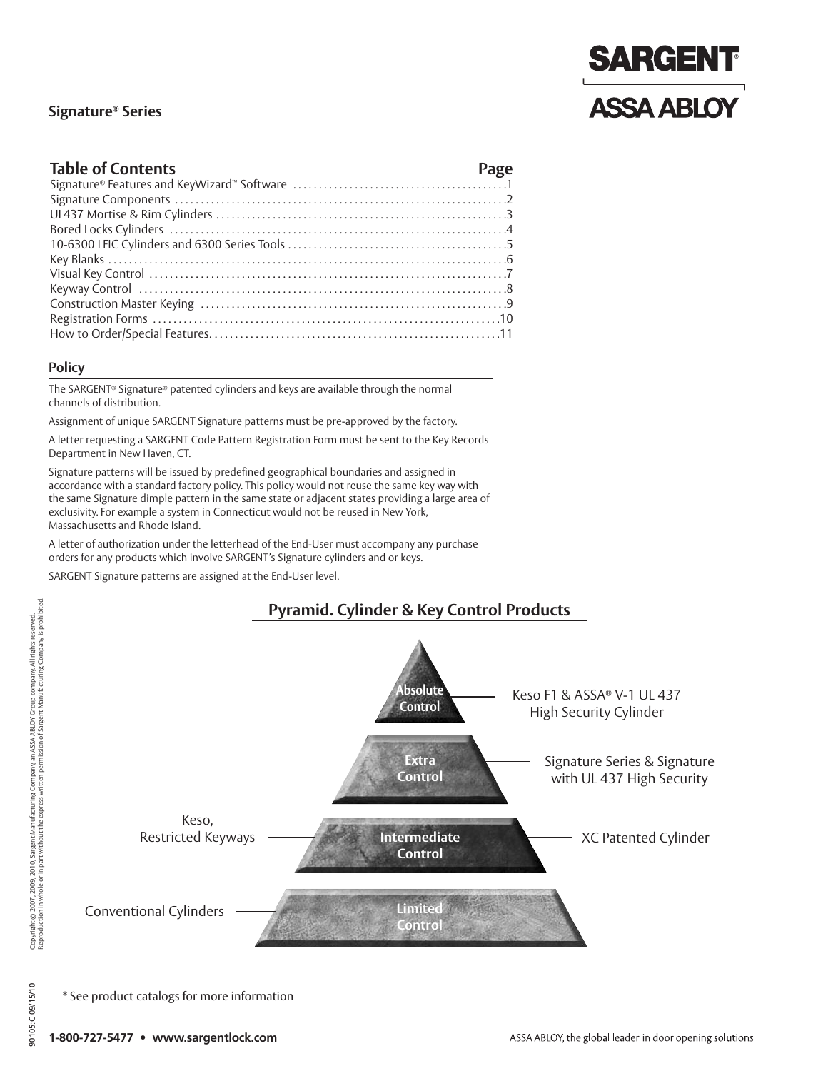## Signature® Series

SARGENT
ASSA ABLOY

## Table of Contents

| Table of Contents | Page |
| --- | --- |
| Signature® Features and KeyWizard™ Software | 1 |
| Signature Components | 2 |
| UL437 Mortise & Rim Cylinders | 3 |
| Bored Locks Cylinders | 4 |
| 10-6300 LFIC Cylinders and 6300 Series Tools | 5 |
| Key Blanks | 6 |
| Visual Key Control | 7 |
| Keyway Control | 8 |
| Construction Master Keying | 9 |
| Registration Forms | 10 |
| How to Order/Special Features | 11 |

### Policy

The SARGENT® Signature® patented cylinders and keys are available through the normal channels of distribution.

Assignment of unique SARGENT Signature patterns must be pre-approved by the factory.

A letter requesting a SARGENT Code Pattern Registration Form must be sent to the Key Records Department in New Haven, CT.

Signature patterns will be issued by predefined geographical boundaries and assigned in accordance with a standard factory policy. This policy would not reuse the same key way with the same Signature dimple pattern in the same state or adjacent states providing a large area of exclusivity. For example a system in Connecticut would not be reused in New York, Massachusetts and Rhode Island.

A letter of authorization under the letterhead of the End-User must accompany any purchase orders for any products which involve SARGENT's Signature cylinders and or keys.

SARGENT Signature patterns are assigned at the End-User level.

## Pyramid. Cylinder & Key Control Products

| Level | Products |
| --- | --- |
| Absolute Control | Keso F1 & ASSA® V-1 UL 437 High Security Cylinder |
| Extra Control | Signature Series & Signature with UL 437 High Security |
| Intermediate Control | Keso, Restricted Keyways; XC Patented Cylinder |
| Limited Control | Conventional Cylinders |

* See product catalogs for more information

Copyright © 2007, 2009, 2010, Sargent Manufacturing Company, an ASSA ABLOY Group company. All rights reserved. Reproduction in whole or in part without the express written permission of Sargent Manufacturing Company is prohibited.

90105; C 09/15/10

1-800-727-5477 • www.sargentlock.com

ASSA ABLOY, the global leader in door opening solutions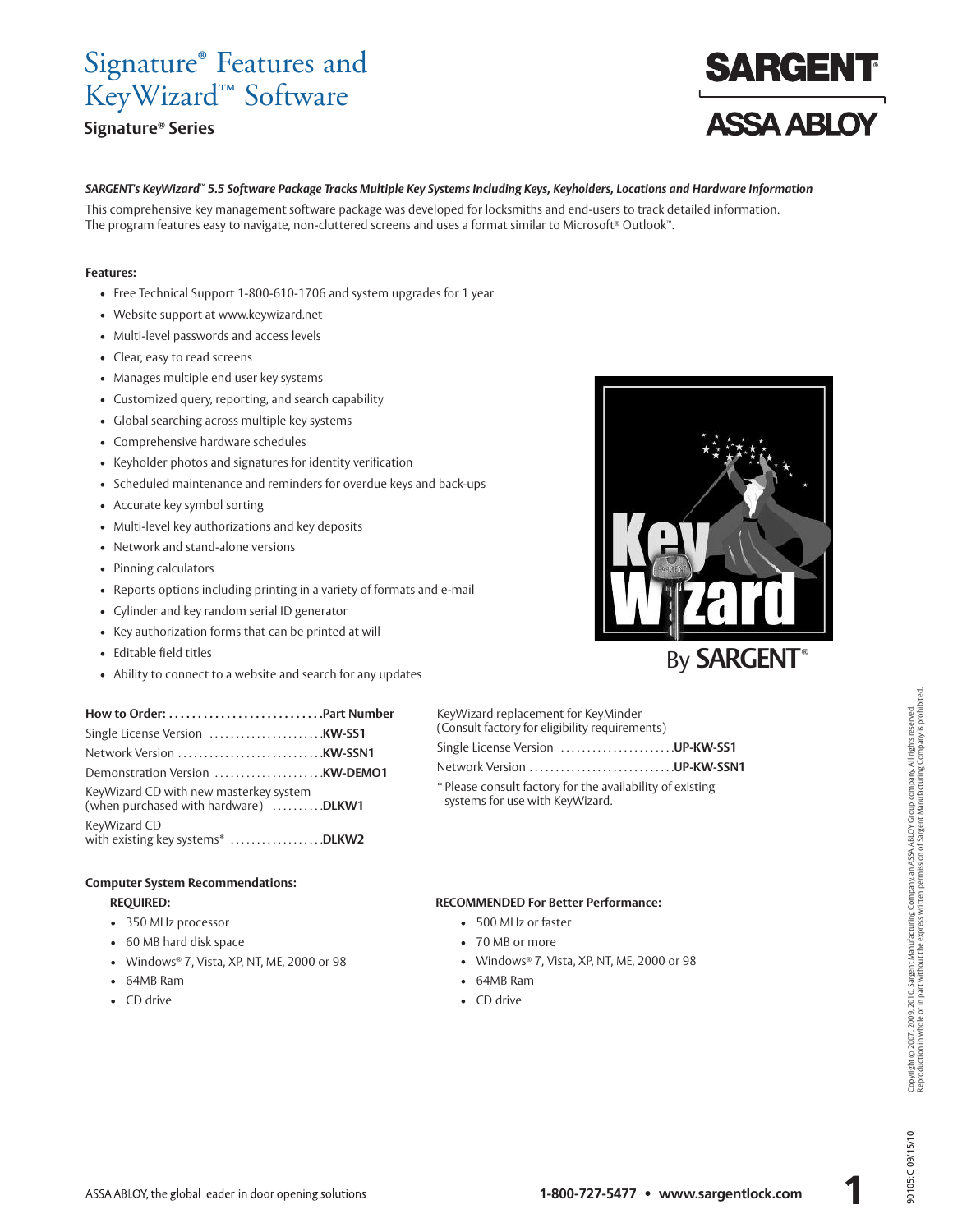# Signature® Features and KeyWizard™ Software

## Signature® Series

***SARGENT's KeyWizard™ 5.5 Software Package Tracks Multiple Key Systems Including Keys, Keyholders, Locations and Hardware Information***

This comprehensive key management software package was developed for locksmiths and end-users to track detailed information. The program features easy to navigate, non-cluttered screens and uses a format similar to Microsoft® Outlook™.

**Features:**

- Free Technical Support 1-800-610-1706 and system upgrades for 1 year
- Website support at www.keywizard.net
- Multi-level passwords and access levels
- Clear, easy to read screens
- Manages multiple end user key systems
- Customized query, reporting, and search capability
- Global searching across multiple key systems
- Comprehensive hardware schedules
- Keyholder photos and signatures for identity verification
- Scheduled maintenance and reminders for overdue keys and back-ups
- Accurate key symbol sorting
- Multi-level key authorizations and key deposits
- Network and stand-alone versions
- Pinning calculators
- Reports options including printing in a variety of formats and e-mail
- Cylinder and key random serial ID generator
- Key authorization forms that can be printed at will
- Editable field titles
- Ability to connect to a website and search for any updates

| How to Order: | Part Number |
|---|---|
| Single License Version | **KW-SS1** |
| Network Version | **KW-SSN1** |
| Demonstration Version | **KW-DEMO1** |
| KeyWizard CD with new masterkey system (when purchased with hardware) | **DLKW1** |
| KeyWizard CD with existing key systems* | **DLKW2** |

KeyWizard replacement for KeyMinder (Consult factory for eligibility requirements)

| | |
|---|---|
| Single License Version | **UP-KW-SS1** |
| Network Version | **UP-KW-SSN1** |

\* Please consult factory for the availability of existing systems for use with KeyWizard.

**Computer System Recommendations:**

**REQUIRED:**

- 350 MHz processor
- 60 MB hard disk space
- Windows® 7, Vista, XP, NT, ME, 2000 or 98
- 64MB Ram
- CD drive

**RECOMMENDED For Better Performance:**

- 500 MHz or faster
- 70 MB or more
- Windows® 7, Vista, XP, NT, ME, 2000 or 98
- 64MB Ram
- CD drive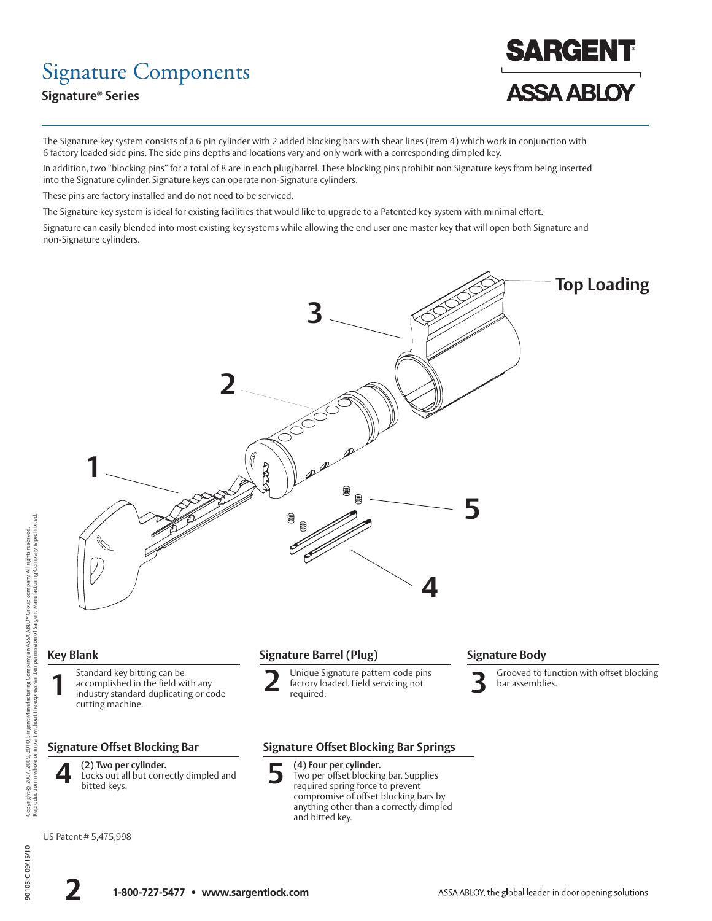# Signature Components

**Signature® Series**

The Signature key system consists of a 6 pin cylinder with 2 added blocking bars with shear lines (item 4) which work in conjunction with 6 factory loaded side pins. The side pins depths and locations vary and only work with a corresponding dimpled key.

In addition, two "blocking pins" for a total of 8 are in each plug/barrel. These blocking pins prohibit non Signature keys from being inserted into the Signature cylinder. Signature keys can operate non-Signature cylinders.

These pins are factory installed and do not need to be serviced.

The Signature key system is ideal for existing facilities that would like to upgrade to a Patented key system with minimal effort.

Signature can easily blended into most existing key systems while allowing the end user one master key that will open both Signature and non-Signature cylinders.

Top Loading

### Key Blank

**1** Standard key bitting can be accomplished in the field with any industry standard duplicating or code cutting machine.

### Signature Barrel (Plug)

**2** Unique Signature pattern code pins factory loaded. Field servicing not required.

### Signature Body

**3** Grooved to function with offset blocking bar assemblies.

### Signature Offset Blocking Bar

**4** **(2) Two per cylinder.** Locks out all but correctly dimpled and bitted keys.

### Signature Offset Blocking Bar Springs

**5** **(4) Four per cylinder.** Two per offset blocking bar. Supplies required spring force to prevent compromise of offset blocking bars by anything other than a correctly dimpled and bitted key.

US Patent # 5,475,998

Copyright © 2007, 2009, 2010, Sargent Manufacturing Company, an ASSA ABLOY Group company. All rights reserved. Reproduction in whole or in part without the express written permission of Sargent Manufacturing Company is prohibited.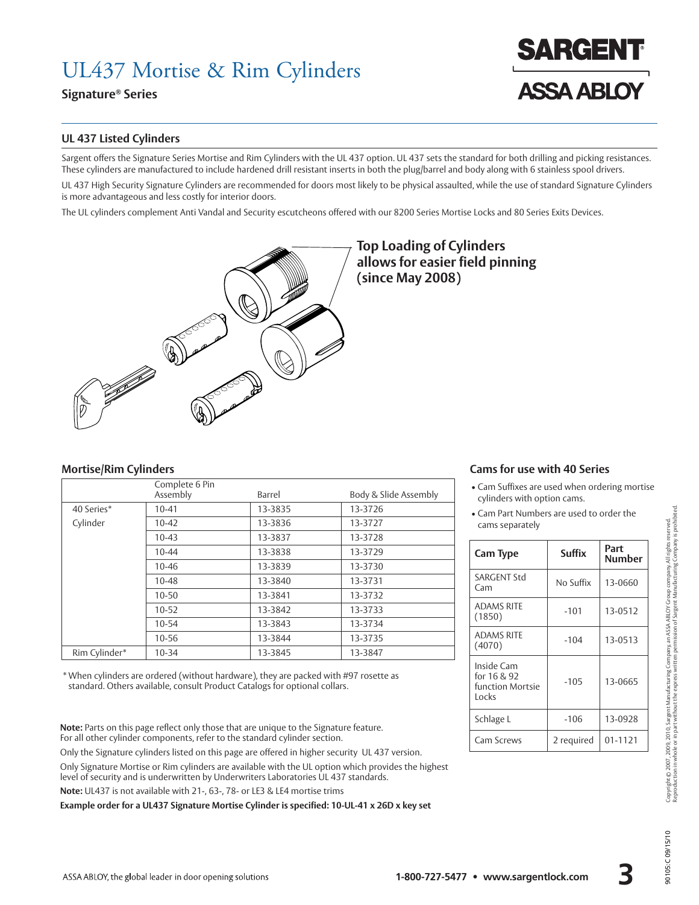# UL437 Mortise & Rim Cylinders

**Signature® Series**

SARGENT

ASSA ABLOY

## UL 437 Listed Cylinders

Sargent offers the Signature Series Mortise and Rim Cylinders with the UL 437 option. UL 437 sets the standard for both drilling and picking resistances. These cylinders are manufactured to include hardened drill resistant inserts in both the plug/barrel and body along with 6 stainless spool drivers.

UL 437 High Security Signature Cylinders are recommended for doors most likely to be physical assaulted, while the use of standard Signature Cylinders is more advantageous and less costly for interior doors.

The UL cylinders complement Anti Vandal and Security escutcheons offered with our 8200 Series Mortise Locks and 80 Series Exits Devices.

**Top Loading of Cylinders allows for easier field pinning (since May 2008)**

### Mortise/Rim Cylinders

| | Complete 6 Pin Assembly | Barrel | Body & Slide Assembly |
|---|---|---|---|
| 40 Series* | 10-41 | 13-3835 | 13-3726 |
| Cylinder | 10-42 | 13-3836 | 13-3727 |
| | 10-43 | 13-3837 | 13-3728 |
| | 10-44 | 13-3838 | 13-3729 |
| | 10-46 | 13-3839 | 13-3730 |
| | 10-48 | 13-3840 | 13-3731 |
| | 10-50 | 13-3841 | 13-3732 |
| | 10-52 | 13-3842 | 13-3733 |
| | 10-54 | 13-3843 | 13-3734 |
| | 10-56 | 13-3844 | 13-3735 |
| Rim Cylinder* | 10-34 | 13-3845 | 13-3847 |

* When cylinders are ordered (without hardware), they are packed with #97 rosette as standard. Others available, consult Product Catalogs for optional collars.

**Note:** Parts on this page reflect only those that are unique to the Signature feature. For all other cylinder components, refer to the standard cylinder section.

Only the Signature cylinders listed on this page are offered in higher security UL 437 version.

Only Signature Mortise or Rim cylinders are available with the UL option which provides the highest level of security and is underwritten by Underwriters Laboratories UL 437 standards.

**Note:** UL437 is not available with 21-, 63-, 78- or LE3 & LE4 mortise trims

**Example order for a UL437 Signature Mortise Cylinder is specified: 10-UL-41 x 26D x key set**

### Cams for use with 40 Series

- Cam Suffixes are used when ordering mortise cylinders with option cams.
- Cam Part Numbers are used to order the cams separately

| Cam Type | Suffix | Part Number |
|---|---|---|
| SARGENT Std Cam | No Suffix | 13-0660 |
| ADAMS RITE (1850) | -101 | 13-0512 |
| ADAMS RITE (4070) | -104 | 13-0513 |
| Inside Cam for 16 & 92 function Mortsie Locks | -105 | 13-0665 |
| Schlage L | -106 | 13-0928 |
| Cam Screws | 2 required | 01-1121 |

Copyright © 2007, 2009, 2010, Sargent Manufacturing Company, an ASSA ABLOY Group company. All rights reserved. Reproduction in whole or in part without the express written permission of Sargent Manufacturing Company is prohibited.

90105: C 09/15/10

ASSA ABLOY, the global leader in door opening solutions

**1-800-727-5477 • www.sargentlock.com**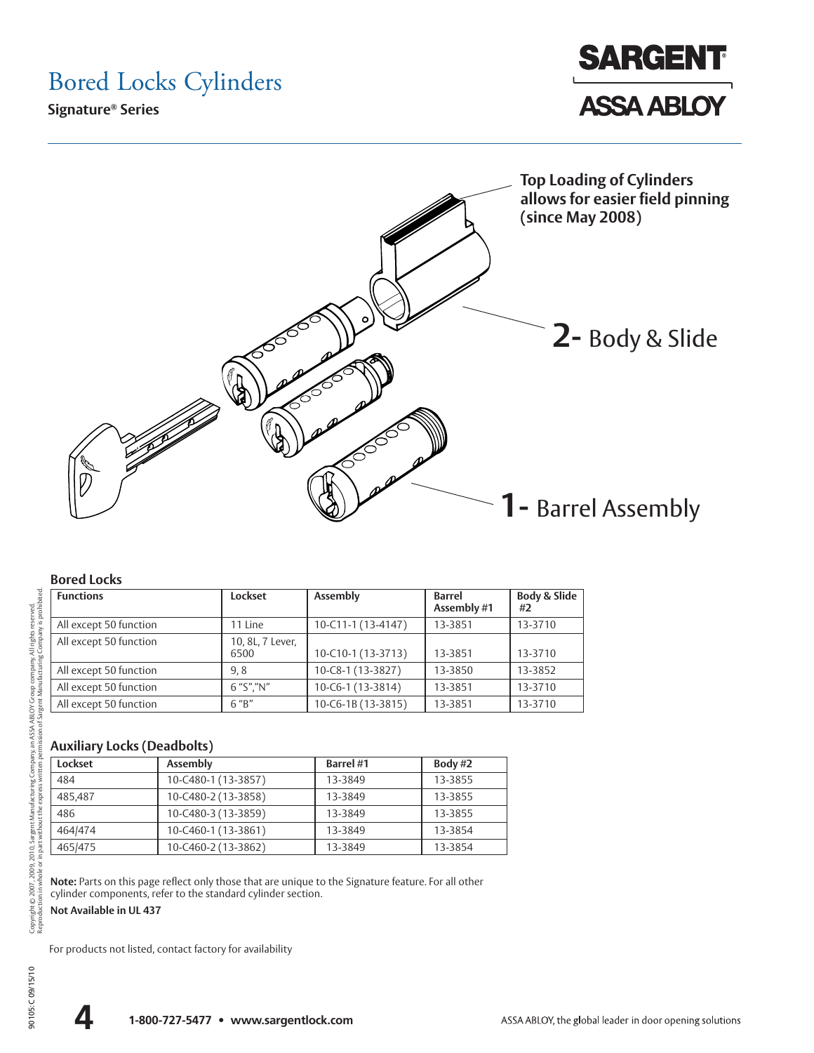# Bored Locks Cylinders

**Signature® Series**

SARGENT

ASSA ABLOY

**Top Loading of Cylinders allows for easier field pinning (since May 2008)**

**2-** Body & Slide

**1-** Barrel Assembly

### Bored Locks

| Functions | Lockset | Assembly | Barrel Assembly #1 | Body & Slide #2 |
|---|---|---|---|---|
| All except 50 function | 11 Line | 10-C11-1 (13-4147) | 13-3851 | 13-3710 |
| All except 50 function | 10, 8L, 7 Lever, 6500 | 10-C10-1 (13-3713) | 13-3851 | 13-3710 |
| All except 50 function | 9, 8 | 10-C8-1 (13-3827) | 13-3850 | 13-3852 |
| All except 50 function | 6 "S","N" | 10-C6-1 (13-3814) | 13-3851 | 13-3710 |
| All except 50 function | 6 "B" | 10-C6-1B (13-3815) | 13-3851 | 13-3710 |

### Auxiliary Locks (Deadbolts)

| Lockset | Assembly | Barrel #1 | Body #2 |
|---|---|---|---|
| 484 | 10-C480-1 (13-3857) | 13-3849 | 13-3855 |
| 485,487 | 10-C480-2 (13-3858) | 13-3849 | 13-3855 |
| 486 | 10-C480-3 (13-3859) | 13-3849 | 13-3855 |
| 464/474 | 10-C460-1 (13-3861) | 13-3849 | 13-3854 |
| 465/475 | 10-C460-2 (13-3862) | 13-3849 | 13-3854 |

**Note:** Parts on this page reflect only those that are unique to the Signature feature. For all other cylinder components, refer to the standard cylinder section.

**Not Available in UL 437**

For products not listed, contact factory for availability

Copyright © 2007, 2009, 2010, Sargent Manufacturing Company, an ASSA ABLOY Group company. All rights reserved. Reproduction in whole or in part without the express written permission of Sargent Manufacturing Company is prohibited.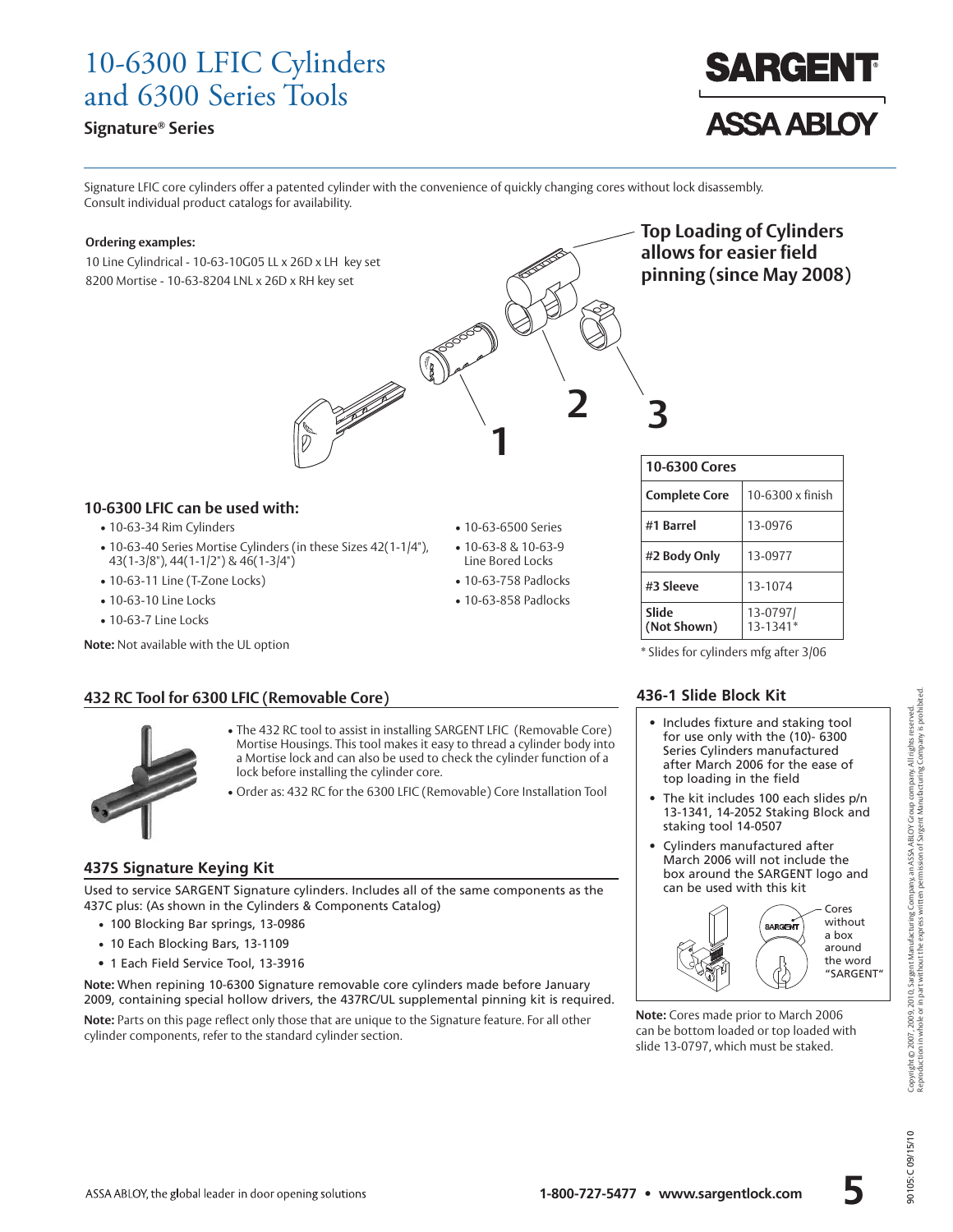# 10-6300 LFIC Cylinders and 6300 Series Tools

**Signature® Series**

Signature LFIC core cylinders offer a patented cylinder with the convenience of quickly changing cores without lock disassembly. Consult individual product catalogs for availability.

**Ordering examples:**

10 Line Cylindrical - 10-63-10G05 LL x 26D x LH key set
8200 Mortise - 10-63-8204 LNL x 26D x RH key set

**Top Loading of Cylinders allows for easier field pinning (since May 2008)**

1

2

3

| 10-6300 Cores | |
|---|---|
| **Complete Core** | 10-6300 x finish |
| **#1 Barrel** | 13-0976 |
| **#2 Body Only** | 13-0977 |
| **#3 Sleeve** | 13-1074 |
| **Slide (Not Shown)** | 13-0797/ 13-1341* |

* Slides for cylinders mfg after 3/06

## 10-6300 LFIC can be used with:

- 10-63-34 Rim Cylinders
- 10-63-40 Series Mortise Cylinders (in these Sizes 42(1-1/4"), 43(1-3/8"), 44(1-1/2") & 46(1-3/4")
- 10-63-11 Line (T-Zone Locks)
- 10-63-10 Line Locks
- 10-63-7 Line Locks
- 10-63-6500 Series
- 10-63-8 & 10-63-9 Line Bored Locks
- 10-63-758 Padlocks
- 10-63-858 Padlocks

**Note:** Not available with the UL option

## 432 RC Tool for 6300 LFIC (Removable Core)

- The 432 RC tool to assist in installing SARGENT LFIC (Removable Core) Mortise Housings. This tool makes it easy to thread a cylinder body into a Mortise lock and can also be used to check the cylinder function of a lock before installing the cylinder core.
- Order as: 432 RC for the 6300 LFIC (Removable) Core Installation Tool

## 437S Signature Keying Kit

Used to service SARGENT Signature cylinders. Includes all of the same components as the 437C plus: (As shown in the Cylinders & Components Catalog)

- 100 Blocking Bar springs, 13-0986
- 10 Each Blocking Bars, 13-1109
- 1 Each Field Service Tool, 13-3916

**Note:** When repining 10-6300 Signature removable core cylinders made before January 2009, containing special hollow drivers, the 437RC/UL supplemental pinning kit is required.

**Note:** Parts on this page reflect only those that are unique to the Signature feature. For all other cylinder components, refer to the standard cylinder section.

## 436-1 Slide Block Kit

- Includes fixture and staking tool for use only with the (10)- 6300 Series Cylinders manufactured after March 2006 for the ease of top loading in the field
- The kit includes 100 each slides p/n 13-1341, 14-2052 Staking Block and staking tool 14-0507
- Cylinders manufactured after March 2006 will not include the box around the SARGENT logo and can be used with this kit

Cores without a box around the word "SARGENT"

**Note:** Cores made prior to March 2006 can be bottom loaded or top loaded with slide 13-0797, which must be staked.

Copyright © 2007, 2009, 2010, Sargent Manufacturing Company, an ASSA ABLOY Group company. All rights reserved. Reproduction in whole or in part without the express written permission of Sargent Manufacturing Company is prohibited.

90105: C 09/15/10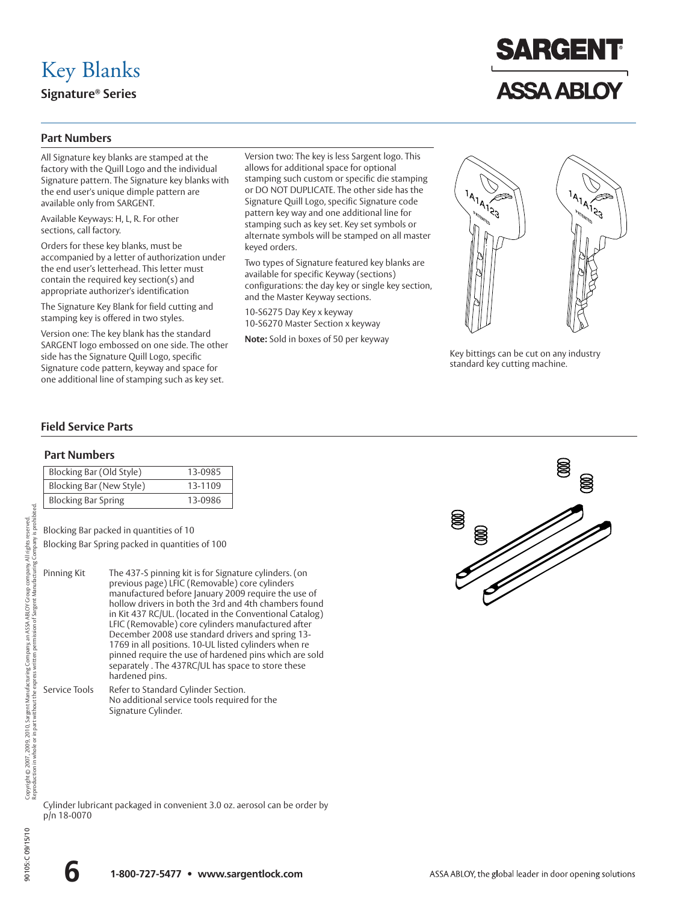# Key Blanks

**Signature® Series**

## Part Numbers

All Signature key blanks are stamped at the factory with the Quill Logo and the individual Signature pattern. The Signature key blanks with the end user's unique dimple pattern are available only from SARGENT.

Available Keyways: H, L, R. For other sections, call factory.

Orders for these key blanks, must be accompanied by a letter of authorization under the end user's letterhead. This letter must contain the required key section(s) and appropriate authorizer's identification

The Signature Key Blank for field cutting and stamping key is offered in two styles.

Version one: The key blank has the standard SARGENT logo embossed on one side. The other side has the Signature Quill Logo, specific Signature code pattern, keyway and space for one additional line of stamping such as key set.

Version two: The key is less Sargent logo. This allows for additional space for optional stamping such custom or specific die stamping or DO NOT DUPLICATE. The other side has the Signature Quill Logo, specific Signature code pattern key way and one additional line for stamping such as key set. Key set symbols or alternate symbols will be stamped on all master keyed orders.

Two types of Signature featured key blanks are available for specific Keyway (sections) configurations: the day key or single key section, and the Master Keyway sections.

10-S6275 Day Key x keyway
10-S6270 Master Section x keyway

**Note:** Sold in boxes of 50 per keyway

Key bittings can be cut on any industry standard key cutting machine.

## Field Service Parts

### Part Numbers

| Blocking Bar (Old Style) | 13-0985 |
|---|---|
| Blocking Bar (New Style) | 13-1109 |
| Blocking Bar Spring | 13-0986 |

Blocking Bar packed in quantities of 10

Blocking Bar Spring packed in quantities of 100

Pinning Kit: The 437-S pinning kit is for Signature cylinders. (on previous page) LFIC (Removable) core cylinders manufactured before January 2009 require the use of hollow drivers in both the 3rd and 4th chambers found in Kit 437 RC/UL. (located in the Conventional Catalog) LFIC (Removable) core cylinders manufactured after December 2008 use standard drivers and spring 13-1769 in all positions. 10-UL listed cylinders when re pinned require the use of hardened pins which are sold separately . The 437RC/UL has space to store these hardened pins.

Service Tools: Refer to Standard Cylinder Section. No additional service tools required for the Signature Cylinder.

Cylinder lubricant packaged in convenient 3.0 oz. aerosol can be order by p/n 18-0070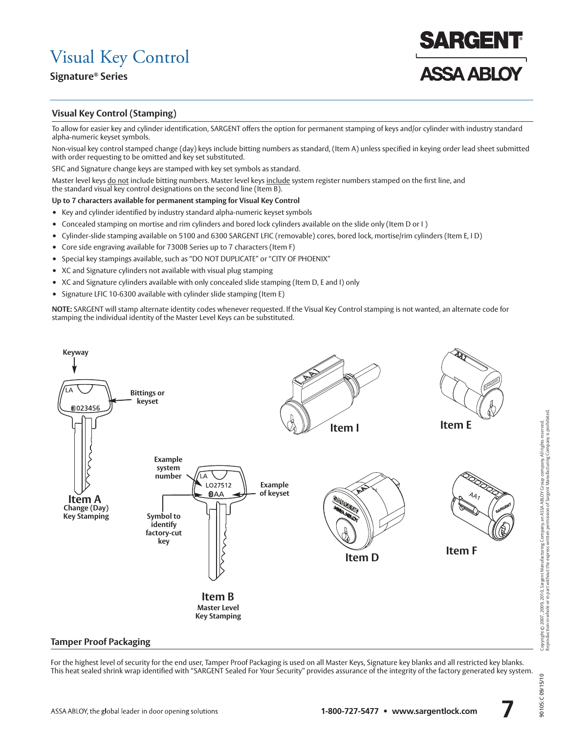# Visual Key Control

**Signature® Series**

## Visual Key Control (Stamping)

To allow for easier key and cylinder identification, SARGENT offers the option for permanent stamping of keys and/or cylinder with industry standard alpha-numeric keyset symbols.

Non-visual key control stamped change (day) keys include bitting numbers as standard, (Item A) unless specified in keying order lead sheet submitted with order requesting to be omitted and key set substituted.

SFIC and Signature change keys are stamped with key set symbols as standard.

Master level keys do not include bitting numbers. Master level keys include system register numbers stamped on the first line, and the standard visual key control designations on the second line (Item B).

**Up to 7 characters available for permanent stamping for Visual Key Control**

- Key and cylinder identified by industry standard alpha-numeric keyset symbols
- Concealed stamping on mortise and rim cylinders and bored lock cylinders available on the slide only (Item D or I )
- Cylinder-slide stamping available on 5100 and 6300 SARGENT LFIC (removable) cores, bored lock, mortise/rim cylinders (Item E, I D)
- Core side engraving available for 7300B Series up to 7 characters (Item F)
- Special key stampings available, such as "DO NOT DUPLICATE" or "CITY OF PHOENIX"
- XC and Signature cylinders not available with visual plug stamping
- XC and Signature cylinders available with only concealed slide stamping (Item D, E and I) only
- Signature LFIC 10-6300 available with cylinder slide stamping (Item E)

**NOTE:** SARGENT will stamp alternate identity codes whenever requested. If the Visual Key Control stamping is not wanted, an alternate code for stamping the individual identity of the Master Level Keys can be substituted.

Keyway — Bittings or keyset — LA — 023456

**Item A** Change (Day) Key Stamping

Example system number — Example of keyset — Symbol to identify factory-cut key — LA — LO27512 — AA

**Item B** Master Level Key Stamping

**Item I**

**Item E**

**Item D**

**Item F**

## Tamper Proof Packaging

For the highest level of security for the end user, Tamper Proof Packaging is used on all Master Keys, Signature key blanks and all restricted key blanks. This heat sealed shrink wrap identified with "SARGENT Sealed For Your Security" provides assurance of the integrity of the factory generated key system.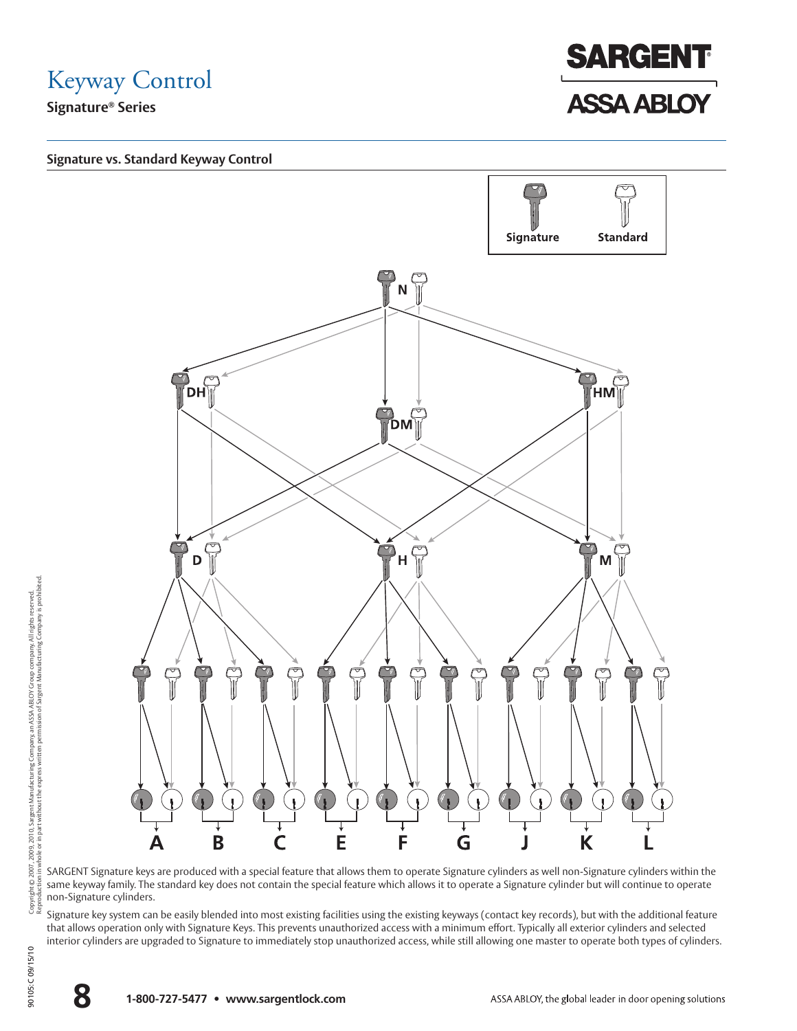# Keyway Control

**Signature® Series**

### Signature vs. Standard Keyway Control

Signature Standard

N

DH HM

DM

D H M

A B C E F G J K L

SARGENT Signature keys are produced with a special feature that allows them to operate Signature cylinders as well non-Signature cylinders within the same keyway family. The standard key does not contain the special feature which allows it to operate a Signature cylinder but will continue to operate non-Signature cylinders.

Signature key system can be easily blended into most existing facilities using the existing keyways (contact key records), but with the additional feature that allows operation only with Signature Keys. This prevents unauthorized access with a minimum effort. Typically all exterior cylinders and selected interior cylinders are upgraded to Signature to immediately stop unauthorized access, while still allowing one master to operate both types of cylinders.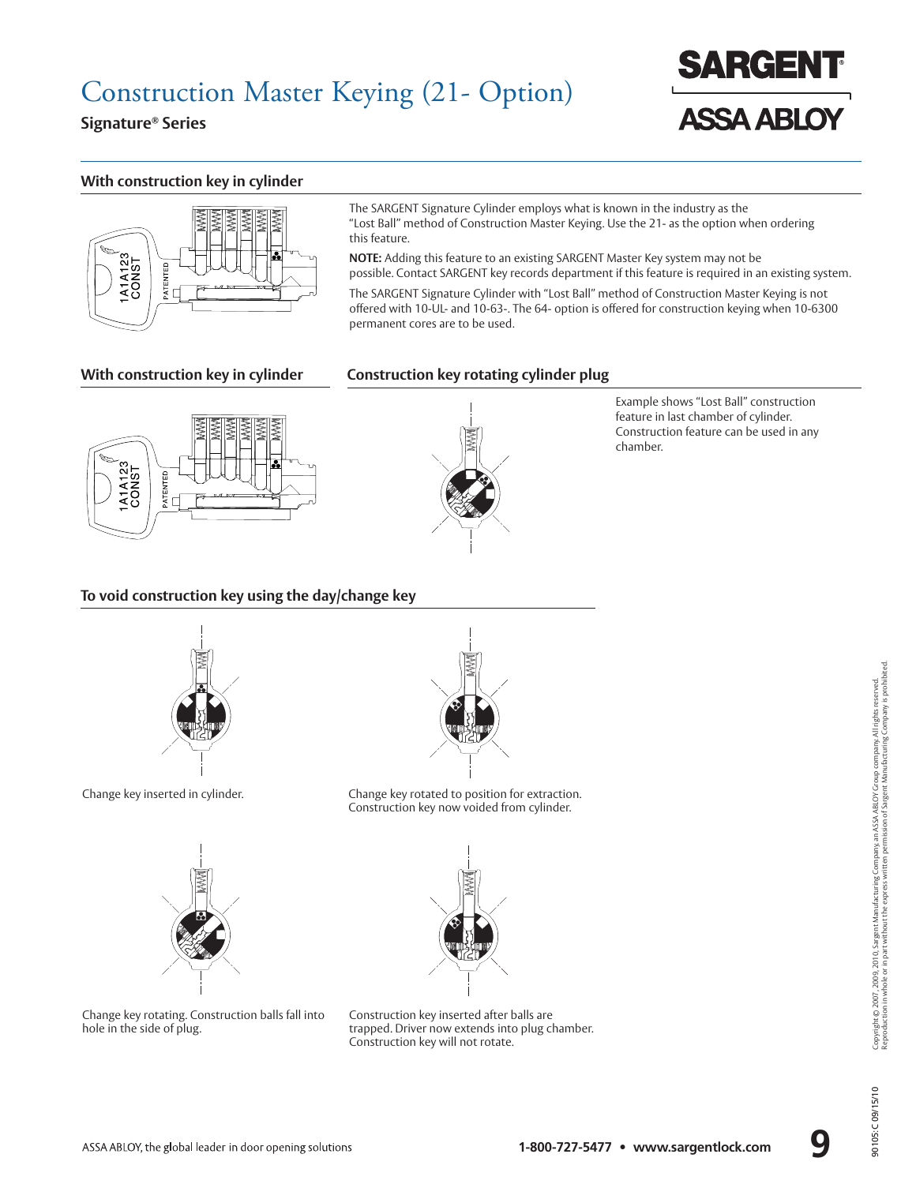# Construction Master Keying (21- Option)

**Signature® Series**

## With construction key in cylinder

The SARGENT Signature Cylinder employs what is known in the industry as the "Lost Ball" method of Construction Master Keying. Use the 21- as the option when ordering this feature.

**NOTE:** Adding this feature to an existing SARGENT Master Key system may not be possible. Contact SARGENT key records department if this feature is required in an existing system.

The SARGENT Signature Cylinder with "Lost Ball" method of Construction Master Keying is not offered with 10-UL- and 10-63-. The 64- option is offered for construction keying when 10-6300 permanent cores are to be used.

## With construction key in cylinder

## Construction key rotating cylinder plug

Example shows "Lost Ball" construction feature in last chamber of cylinder. Construction feature can be used in any chamber.

## To void construction key using the day/change key

Change key inserted in cylinder.

Change key rotated to position for extraction. Construction key now voided from cylinder.

Change key rotating. Construction balls fall into hole in the side of plug.

Construction key inserted after balls are trapped. Driver now extends into plug chamber. Construction key will not rotate.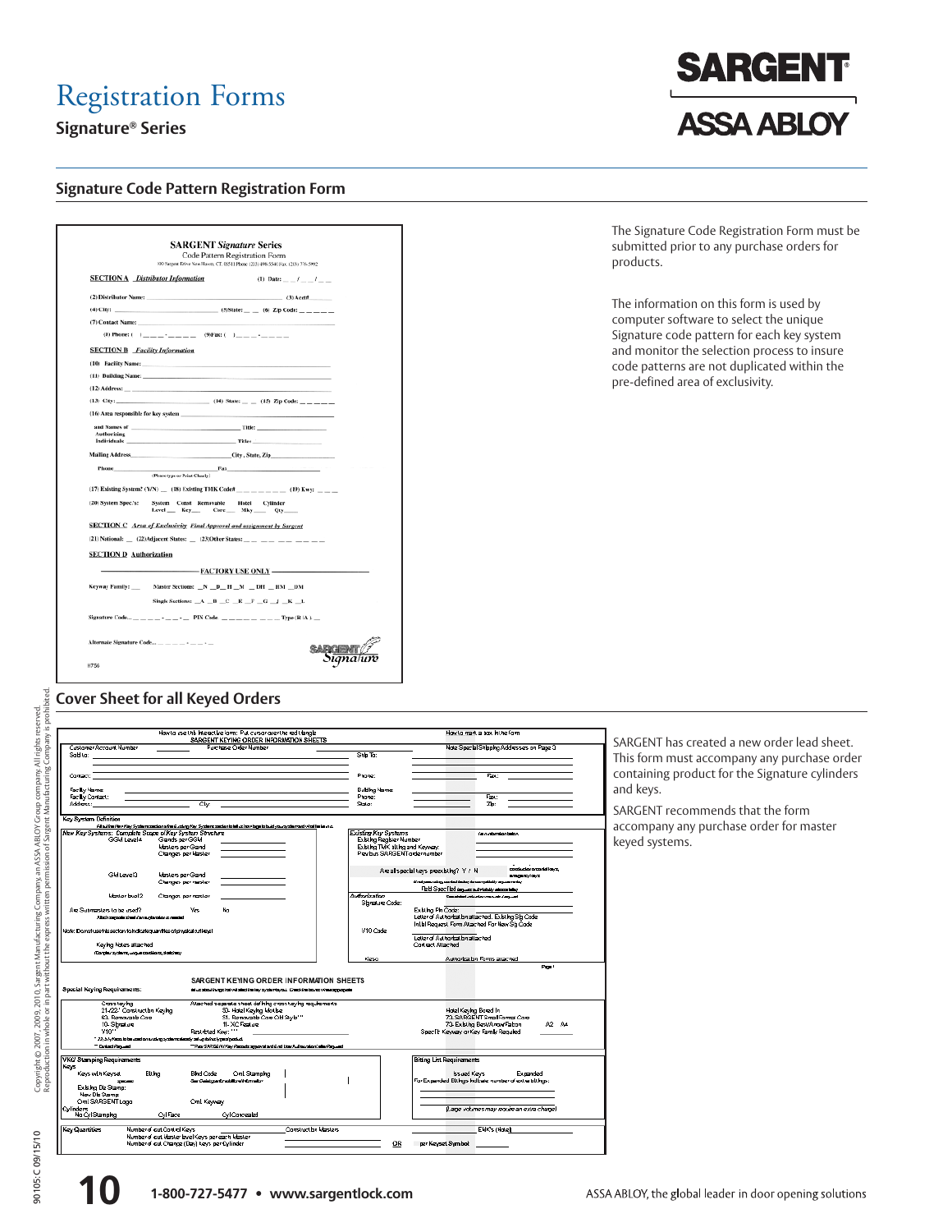# Registration Forms

**Signature® Series**

## Signature Code Pattern Registration Form

**SARGENT** ***Signature*** **Series**
Code Pattern Registration Form
100 Sargent Drive New Haven, CT. 06511 Phone: (203) 498-5540 Fax: (203) 776-5992

**SECTION A** *Distributor Information* (1) Date: __ / __ / __

(2) Distributor Name: ______ (3) Acct# ______
(4) City: ______ (5) State: __ __ (6) Zip Code: __ __ __ __ __
(7) Contact Name: ______
(8) Phone: ( ) __ __ __ - __ __ __ __ (9) Fax: ( ) __ __ __ - __ __ __ __

**SECTION B** *Facility Information*

(10) Facility Name: ______
(11) Building Name: ______
(12) Address: ______
(13) City: ______ (14) State: __ __ (15) Zip Code: __ __ __ __ __
(16) Area responsible for key system ______

and Names of Authorizing Individuals ______ Title: ______
______ Title: ______

Mailing Address ______ City, State, Zip ______
Phone ______ Fax ______
(Please type or Print Clearly)

(17) Existing System? (Y/N) __ (18) Existing TMK Code# __ __ __ __ __ __ __ __ (19) Kwy: __ __ __

(20) System Spec's: System Level __ Const Key __ Removable Core __ Hotel Mky __ Cylinder Qty __

**SECTION C** *Area of Exclusivity Final Approval and assignment by Sargent*

(21) National: __ (22) Adjacent States: __ (23) Other States: __ __ __ __ __ __ __ __

**SECTION D** *Authorization*

**FACTORY USE ONLY**

Keyway Family: __ Master Sections: __N __D __H __M __DH __HM __DM
Single Sections: __A __B __C __E __F __G __J __K __L

Signature Code: __ __ __ __ __ - __ __ - __ PIN Code __ __ __ __ __ __ __ Type (R / A) __

Alternate Signature Code: __ __ __ __ __ - __ __ - __

SARGENT Signature

I1756

The Signature Code Registration Form must be submitted prior to any purchase orders for products.

The information on this form is used by computer software to select the unique Signature code pattern for each key system and monitor the selection process to insure code patterns are not duplicated within the pre-defined area of exclusivity.

## Cover Sheet for all Keyed Orders

How to use this interactive form: Put cursor over the red triangle — How to mark a box in the form

**SARGENT KEYING ORDER INFORMATION SHEETS**

Customer Account Number ______ Purchase Order Number ______ Note Special Shipping Addresses on Page 3
Sold to: ______ Ship To: ______
Contact: ______ Phone: ______ Fax: ______
Facility Name: ______ Building Name: ______
Facility Contact: ______ Phone: ______ Fax: ______
Address: ______ City ______ State: ______ Zip: ______

Key System Definition

New Key Systems: Complete Scope of Key System Structure
GGM Level 4 — Grands per GGM; Masters per Grand; Changes per Master
GM Level 3 — Masters per Grand; Changes per master
Master level 2 — Changes per master
Are Submasters to be used? Yes No
Note: Do not use this section to indicate quantities of physical cut keys
Keying Notes attached

Existing Key Systems
Existing Register Number
Existing TMK siting and Keyway
Previous SARGENT order number
Are all special keys preexisting? Y / N
Field Specified

Authorization
Signature Code: — Existing Pin Code; Letter of Authorization attached, Existing Sig Code; Initial Request Form Attached For New Sig Code
V10 Code — Letter of Authorization attached; Contact Attached
Keso — Authorization Forms attached

**SARGENT KEYING ORDER INFORMATION SHEETS**

Special Keying Requirements:

Cross keying — Attached separate sheet defining cross keying requirements
21-22* Construction Keying — 50- Hotel Keying Mortise
60- Removable Core — 51- Removable Core OH Style**
10- Signature — 11- XC Feature
V10** — Restricted Key: ***
Hotel Keying Bored In
72- SARGENT Small Format Core
73- Existing Best/Arrow/Falcon A2 A4
Specific Keyway or Key Family Required

VKG/ Stamping Requirements
Keys — Keys with Keyset; Biting; Blind Code; Omit Stamping
Existing Die Stamp; New Die Stamp; Omit SARGENT Logo; Omit Keyway
Cylinders — No Cyl Stamping; Cyl Face; Cyl Concealed

Biting List Requirements — Issued Keys; Expanded
For Expanded Bitings Indicate number of extra bitings:
Large volumes may require an extra charge!

Key Quantities — Number of cut Control Keys; Number of cut Master level Keys per each Master; Number of cut Change (Day) keys per Cylinder — Construction Masters; EMK's (Hotel) — OR per Keyset Symbol

SARGENT has created a new order lead sheet. This form must accompany any purchase order containing product for the Signature cylinders and keys.

SARGENT recommends that the form accompany any purchase order for master keyed systems.

Copyright © 2007, 2009, 2010, Sargent Manufacturing Company, an ASSA ABLOY Group company. All rights reserved. Reproduction in whole or in part without the express written permission of Sargent Manufacturing Company is prohibited.

90105: C 09/15/10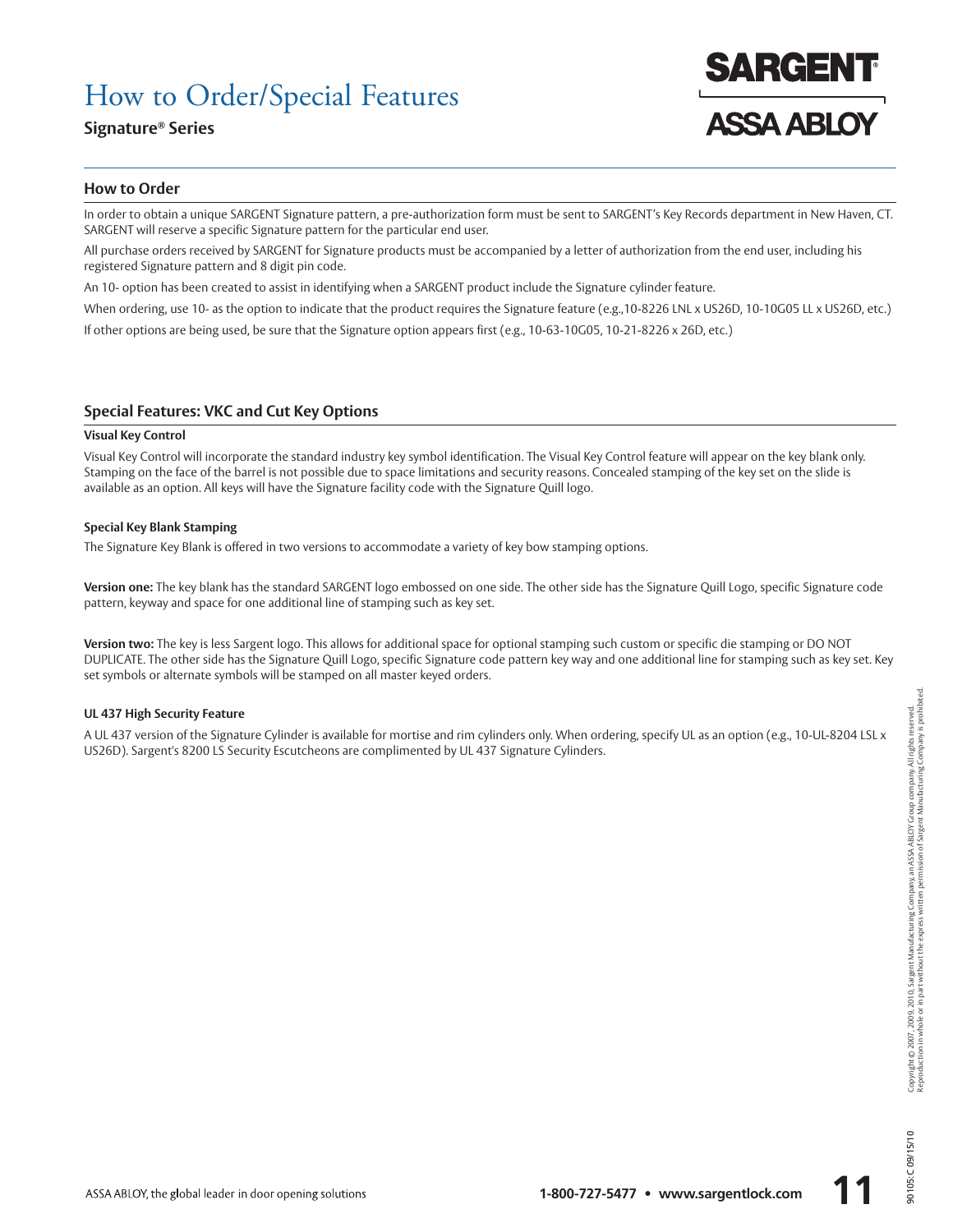# How to Order/Special Features

**Signature® Series**

## How to Order

In order to obtain a unique SARGENT Signature pattern, a pre-authorization form must be sent to SARGENT's Key Records department in New Haven, CT. SARGENT will reserve a specific Signature pattern for the particular end user.

All purchase orders received by SARGENT for Signature products must be accompanied by a letter of authorization from the end user, including his registered Signature pattern and 8 digit pin code.

An 10- option has been created to assist in identifying when a SARGENT product include the Signature cylinder feature.

When ordering, use 10- as the option to indicate that the product requires the Signature feature (e.g.,10-8226 LNL x US26D, 10-10G05 LL x US26D, etc.)

If other options are being used, be sure that the Signature option appears first (e.g., 10-63-10G05, 10-21-8226 x 26D, etc.)

## Special Features: VKC and Cut Key Options

### Visual Key Control

Visual Key Control will incorporate the standard industry key symbol identification. The Visual Key Control feature will appear on the key blank only. Stamping on the face of the barrel is not possible due to space limitations and security reasons. Concealed stamping of the key set on the slide is available as an option. All keys will have the Signature facility code with the Signature Quill logo.

### Special Key Blank Stamping

The Signature Key Blank is offered in two versions to accommodate a variety of key bow stamping options.

**Version one:** The key blank has the standard SARGENT logo embossed on one side. The other side has the Signature Quill Logo, specific Signature code pattern, keyway and space for one additional line of stamping such as key set.

**Version two:** The key is less Sargent logo. This allows for additional space for optional stamping such custom or specific die stamping or DO NOT DUPLICATE. The other side has the Signature Quill Logo, specific Signature code pattern key way and one additional line for stamping such as key set. Key set symbols or alternate symbols will be stamped on all master keyed orders.

### UL 437 High Security Feature

A UL 437 version of the Signature Cylinder is available for mortise and rim cylinders only. When ordering, specify UL as an option (e.g., 10-UL-8204 LSL x US26D). Sargent's 8200 LS Security Escutcheons are complimented by UL 437 Signature Cylinders.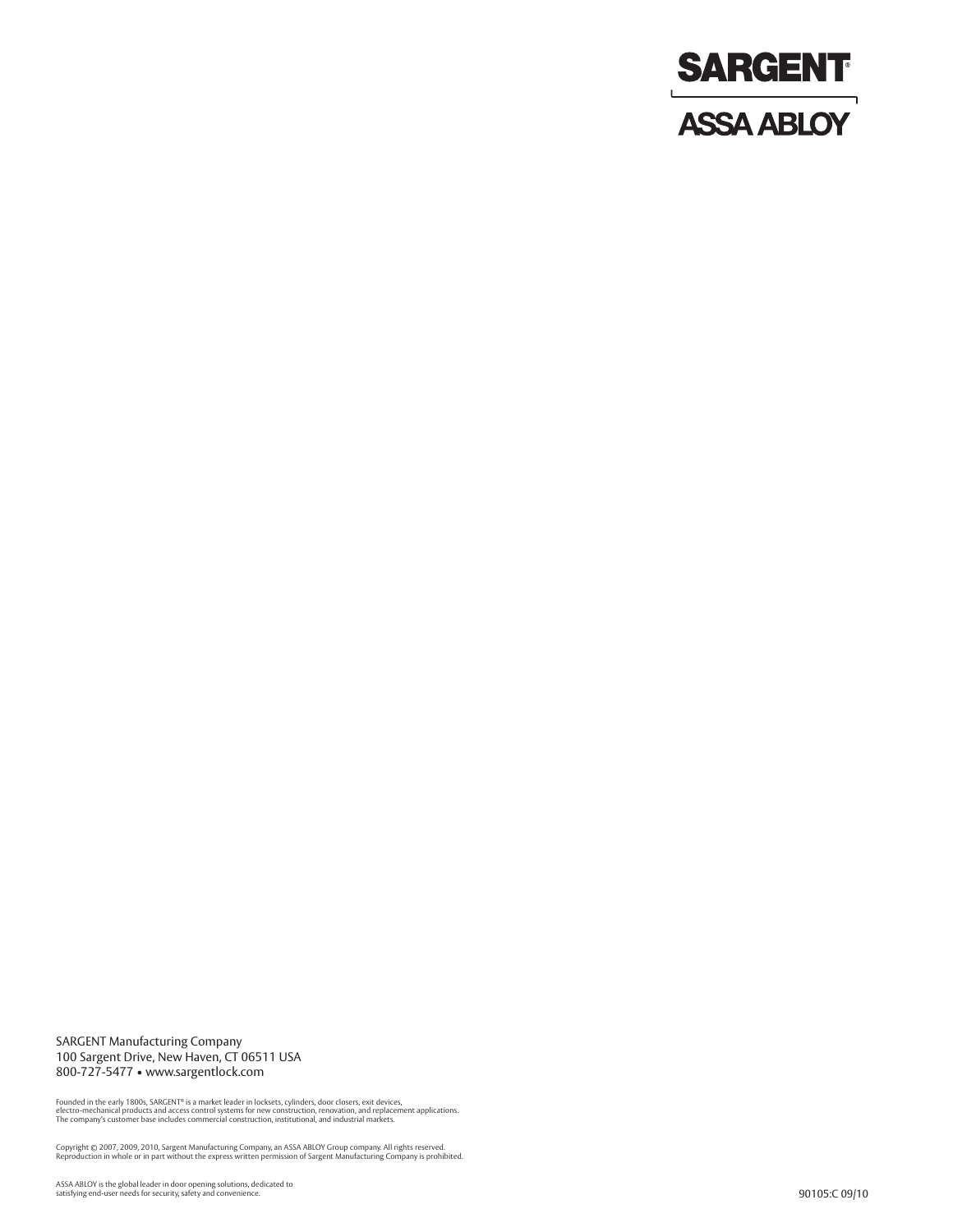SARGENT

ASSA ABLOY

SARGENT Manufacturing Company
100 Sargent Drive, New Haven, CT 06511 USA
800-727-5477 • www.sargentlock.com

Founded in the early 1800s, SARGENT® is a market leader in locksets, cylinders, door closers, exit devices, electro-mechanical products and access control systems for new construction, renovation, and replacement applications. The company's customer base includes commercial construction, institutional, and industrial markets.

Copyright © 2007, 2009, 2010, Sargent Manufacturing Company, an ASSA ABLOY Group company. All rights reserved. Reproduction in whole or in part without the express written permission of Sargent Manufacturing Company is prohibited.

ASSA ABLOY is the global leader in door opening solutions, dedicated to satisfying end-user needs for security, safety and convenience.

90105:C 09/10